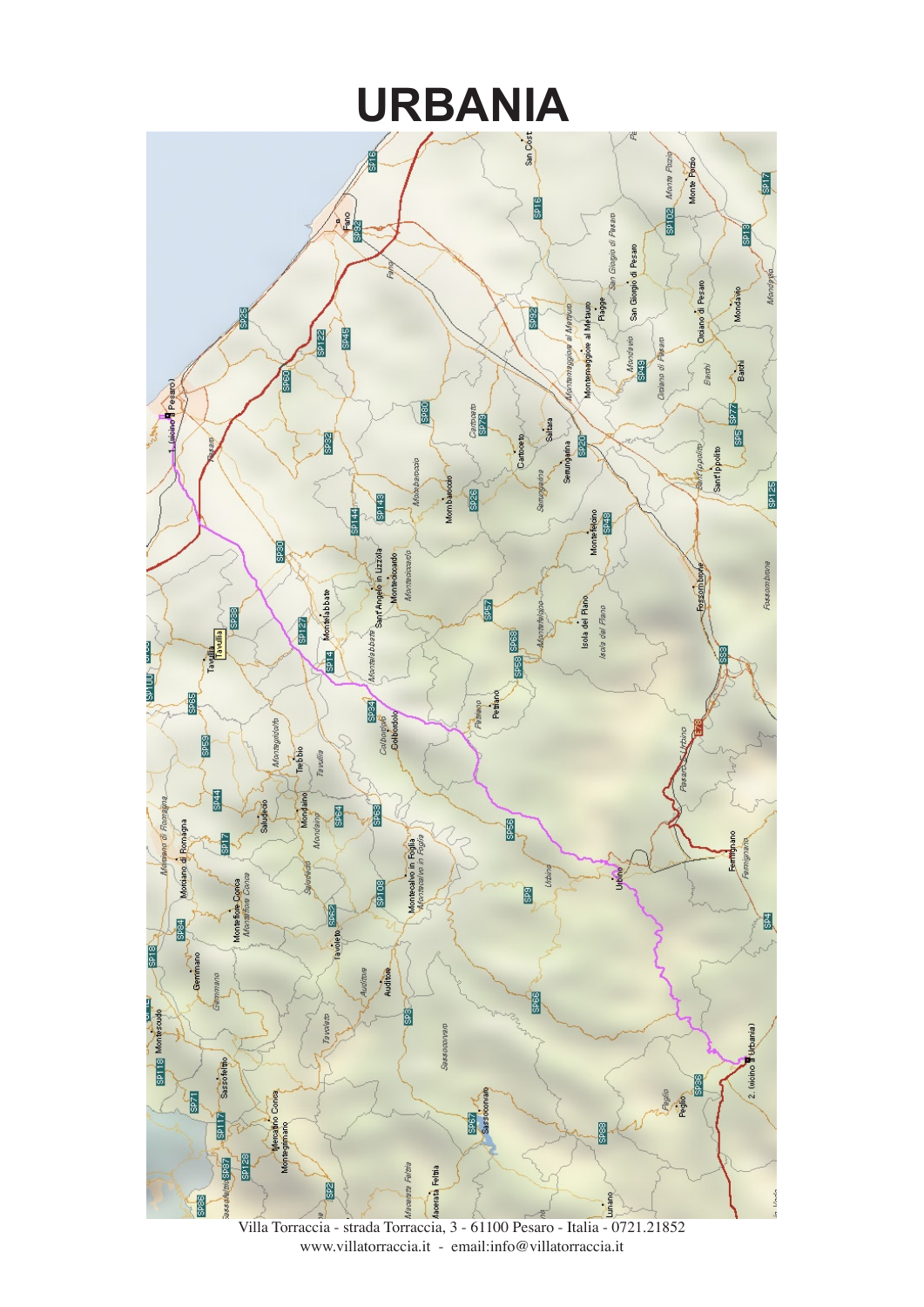# URBANIA

Villa Torraccia - strada Torraccia, 3 - 61100 Pesaro - Italia - 0721.21852
www.villatorraccia.it - email:info@villatorraccia.it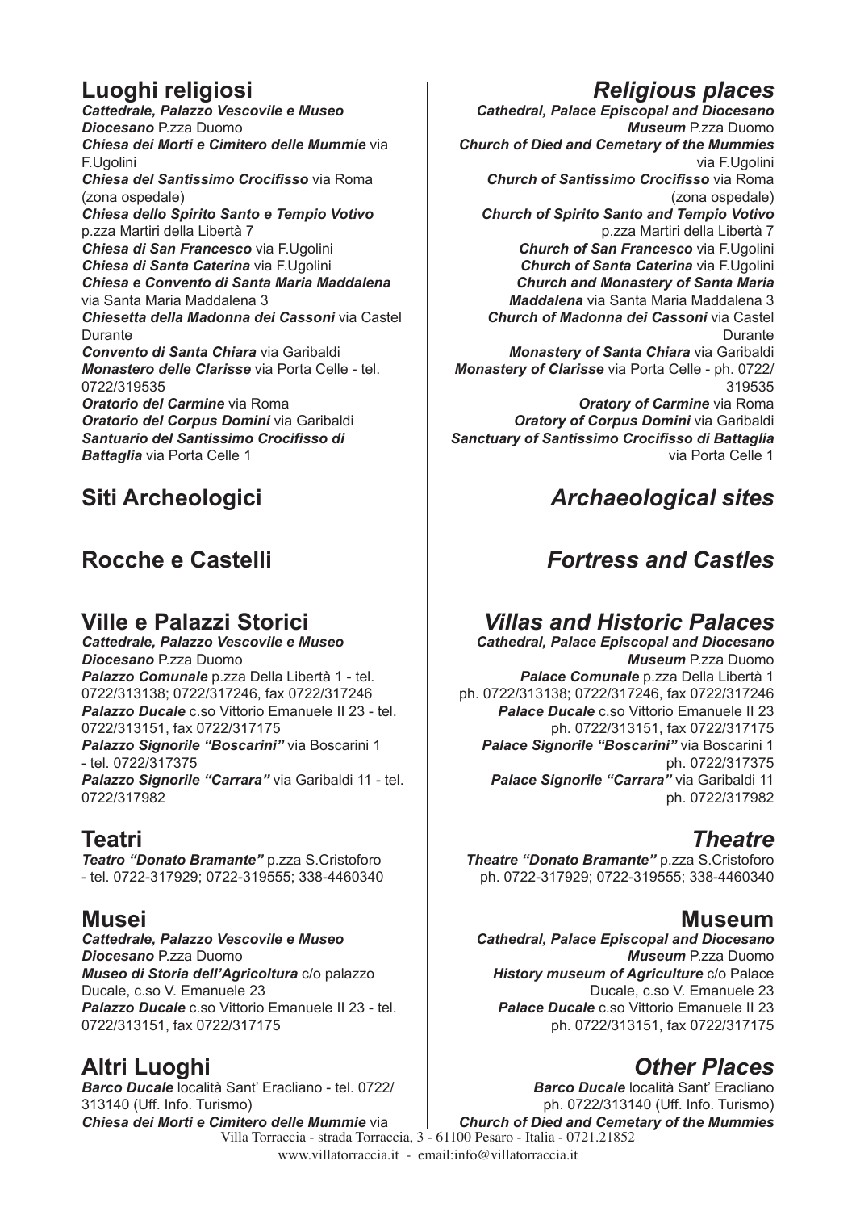## Luoghi religiosi

***Cattedrale, Palazzo Vescovile e Museo Diocesano*** P.zza Duomo
***Chiesa dei Morti e Cimitero delle Mummie*** via F.Ugolini
***Chiesa del Santissimo Crocifisso*** via Roma (zona ospedale)
***Chiesa dello Spirito Santo e Tempio Votivo*** p.zza Martiri della Libertà 7
***Chiesa di San Francesco*** via F.Ugolini
***Chiesa di Santa Caterina*** via F.Ugolini
***Chiesa e Convento di Santa Maria Maddalena*** via Santa Maria Maddalena 3
***Chiesetta della Madonna dei Cassoni*** via Castel Durante
***Convento di Santa Chiara*** via Garibaldi
***Monastero delle Clarisse*** via Porta Celle - tel. 0722/319535
***Oratorio del Carmine*** via Roma
***Oratorio del Corpus Domini*** via Garibaldi
***Santuario del Santissimo Crocifisso di Battaglia*** via Porta Celle 1

## Siti Archeologici

## Rocche e Castelli

## Ville e Palazzi Storici

***Cattedrale, Palazzo Vescovile e Museo Diocesano*** P.zza Duomo
***Palazzo Comunale*** p.zza Della Libertà 1 - tel. 0722/313138; 0722/317246, fax 0722/317246
***Palazzo Ducale*** c.so Vittorio Emanuele II 23 - tel. 0722/313151, fax 0722/317175
***Palazzo Signorile "Boscarini"*** via Boscarini 1 - tel. 0722/317375
***Palazzo Signorile "Carrara"*** via Garibaldi 11 - tel. 0722/317982

## Teatri

***Teatro "Donato Bramante"*** p.zza S.Cristoforo - tel. 0722-317929; 0722-319555; 338-4460340

## Musei

***Cattedrale, Palazzo Vescovile e Museo Diocesano*** P.zza Duomo
***Museo di Storia dell'Agricoltura*** c/o palazzo Ducale, c.so V. Emanuele 23
***Palazzo Ducale*** c.so Vittorio Emanuele II 23 - tel. 0722/313151, fax 0722/317175

## Altri Luoghi

***Barco Ducale*** località Sant' Eracliano - tel. 0722/ 313140 (Uff. Info. Turismo)
***Chiesa dei Morti e Cimitero delle Mummie*** via

## *Religious places*

***Cathedral, Palace Episcopal and Diocesano Museum*** P.zza Duomo
***Church of Died and Cemetary of the Mummies*** via F.Ugolini
***Church of Santissimo Crocifisso*** via Roma (zona ospedale)
***Church of Spirito Santo and Tempio Votivo*** p.zza Martiri della Libertà 7
***Church of San Francesco*** via F.Ugolini
***Church of Santa Caterina*** via F.Ugolini
***Church and Monastery of Santa Maria Maddalena*** via Santa Maria Maddalena 3
***Church of Madonna dei Cassoni*** via Castel Durante
***Monastery of Santa Chiara*** via Garibaldi
***Monastery of Clarisse*** via Porta Celle - ph. 0722/ 319535
***Oratory of Carmine*** via Roma
***Oratory of Corpus Domini*** via Garibaldi
***Sanctuary of Santissimo Crocifisso di Battaglia*** via Porta Celle 1

## *Archaeological sites*

## *Fortress and Castles*

## *Villas and Historic Palaces*

***Cathedral, Palace Episcopal and Diocesano Museum*** P.zza Duomo
***Palace Comunale*** p.zza Della Libertà 1 ph. 0722/313138; 0722/317246, fax 0722/317246
***Palace Ducale*** c.so Vittorio Emanuele II 23 ph. 0722/313151, fax 0722/317175
***Palace Signorile "Boscarini"*** via Boscarini 1 ph. 0722/317375
***Palace Signorile "Carrara"*** via Garibaldi 11 ph. 0722/317982

## *Theatre*

***Theatre "Donato Bramante"*** p.zza S.Cristoforo ph. 0722-317929; 0722-319555; 338-4460340

## Museum

***Cathedral, Palace Episcopal and Diocesano Museum*** P.zza Duomo
***History museum of Agriculture*** c/o Palace Ducale, c.so V. Emanuele 23
***Palace Ducale*** c.so Vittorio Emanuele II 23 ph. 0722/313151, fax 0722/317175

## *Other Places*

***Barco Ducale*** località Sant' Eracliano ph. 0722/313140 (Uff. Info. Turismo)
***Church of Died and Cemetary of the Mummies***

Villa Torraccia - strada Torraccia, 3 - 61100 Pesaro - Italia - 0721.21852
www.villatorraccia.it - email:info@villatorraccia.it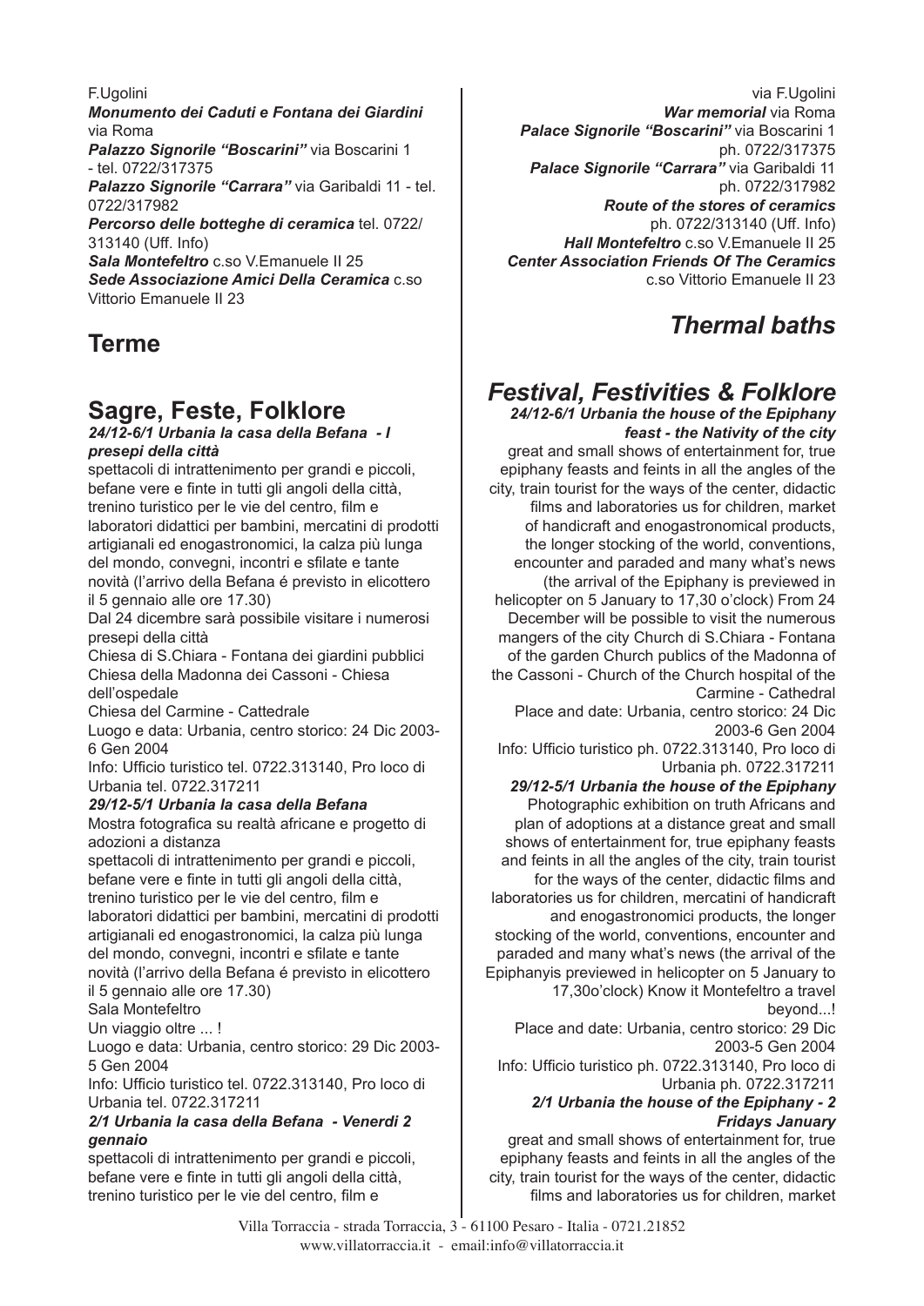F.Ugolini

***Monumento dei Caduti e Fontana dei Giardini*** via Roma

***Palazzo Signorile "Boscarini"*** via Boscarini 1 - tel. 0722/317375

***Palazzo Signorile "Carrara"*** via Garibaldi 11 - tel. 0722/317982

***Percorso delle botteghe di ceramica*** tel. 0722/313140 (Uff. Info)

***Sala Montefeltro*** c.so V.Emanuele II 25

***Sede Associazione Amici Della Ceramica*** c.so Vittorio Emanuele II 23

## Terme

## Sagre, Feste, Folklore

***24/12-6/1 Urbania la casa della Befana - I presepi della città***

spettacoli di intrattenimento per grandi e piccoli, befane vere e finte in tutti gli angoli della città, trenino turistico per le vie del centro, film e laboratori didattici per bambini, mercatini di prodotti artigianali ed enogastronomici, la calza più lunga del mondo, convegni, incontri e sfilate e tante novità (l'arrivo della Befana é previsto in elicottero il 5 gennaio alle ore 17.30)

Dal 24 dicembre sarà possibile visitare i numerosi presepi della città

Chiesa di S.Chiara - Fontana dei giardini pubblici

Chiesa della Madonna dei Cassoni - Chiesa dell'ospedale

Chiesa del Carmine - Cattedrale

Luogo e data: Urbania, centro storico: 24 Dic 2003-6 Gen 2004

Info: Ufficio turistico tel. 0722.313140, Pro loco di Urbania tel. 0722.317211

***29/12-5/1 Urbania la casa della Befana***

Mostra fotografica su realtà africane e progetto di adozioni a distanza

spettacoli di intrattenimento per grandi e piccoli, befane vere e finte in tutti gli angoli della città, trenino turistico per le vie del centro, film e laboratori didattici per bambini, mercatini di prodotti artigianali ed enogastronomici, la calza più lunga del mondo, convegni, incontri e sfilate e tante novità (l'arrivo della Befana é previsto in elicottero il 5 gennaio alle ore 17.30)

Sala Montefeltro

Un viaggio oltre ... !

Luogo e data: Urbania, centro storico: 29 Dic 2003-5 Gen 2004

Info: Ufficio turistico tel. 0722.313140, Pro loco di Urbania tel. 0722.317211

***2/1 Urbania la casa della Befana - Venerdi 2 gennaio***

spettacoli di intrattenimento per grandi e piccoli, befane vere e finte in tutti gli angoli della città, trenino turistico per le vie del centro, film e

via F.Ugolini

***War memorial*** via Roma

***Palace Signorile "Boscarini"*** via Boscarini 1 ph. 0722/317375

***Palace Signorile "Carrara"*** via Garibaldi 11 ph. 0722/317982

***Route of the stores of ceramics*** ph. 0722/313140 (Uff. Info)

***Hall Montefeltro*** c.so V.Emanuele II 25

***Center Association Friends Of The Ceramics*** c.so Vittorio Emanuele II 23

## *Thermal baths*

## *Festival, Festivities & Folklore*

***24/12-6/1 Urbania the house of the Epiphany feast - the Nativity of the city***

great and small shows of entertainment for, true epiphany feasts and feints in all the angles of the city, train tourist for the ways of the center, didactic films and laboratories us for children, market of handicraft and enogastronomical products, the longer stocking of the world, conventions, encounter and paraded and many what's news (the arrival of the Epiphany is previewed in helicopter on 5 January to 17,30 o'clock) From 24 December will be possible to visit the numerous mangers of the city Church di S.Chiara - Fontana of the garden Church publics of the Madonna of the Cassoni - Church of the Church hospital of the Carmine - Cathedral

Place and date: Urbania, centro storico: 24 Dic 2003-6 Gen 2004

Info: Ufficio turistico ph. 0722.313140, Pro loco di Urbania ph. 0722.317211

***29/12-5/1 Urbania the house of the Epiphany***

Photographic exhibition on truth Africans and plan of adoptions at a distance great and small shows of entertainment for, true epiphany feasts and feints in all the angles of the city, train tourist for the ways of the center, didactic films and laboratories us for children, mercatini of handicraft and enogastronomici products, the longer stocking of the world, conventions, encounter and paraded and many what's news (the arrival of the Epiphanyis previewed in helicopter on 5 January to 17,30o'clock) Know it Montefeltro a travel beyond...!

Place and date: Urbania, centro storico: 29 Dic 2003-5 Gen 2004

Info: Ufficio turistico ph. 0722.313140, Pro loco di Urbania ph. 0722.317211

***2/1 Urbania the house of the Epiphany - 2 Fridays January***

great and small shows of entertainment for, true epiphany feasts and feints in all the angles of the city, train tourist for the ways of the center, didactic films and laboratories us for children, market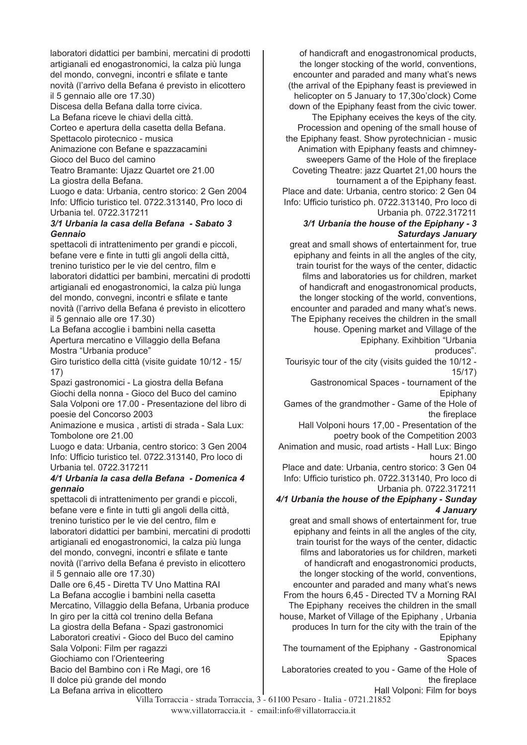laboratori didattici per bambini, mercatini di prodotti artigianali ed enogastronomici, la calza più lunga del mondo, convegni, incontri e sfilate e tante novità (l'arrivo della Befana é previsto in elicottero il 5 gennaio alle ore 17.30)

Discesa della Befana dalla torre civica.

La Befana riceve le chiavi della città.

Corteo e apertura della casetta della Befana.

Spettacolo pirotecnico - musica

Animazione con Befane e spazzacamini

Gioco del Buco del camino

Teatro Bramante: Ujazz Quartet ore 21.00

La giostra della Befana.

Luogo e data: Urbania, centro storico: 2 Gen 2004

Info: Ufficio turistico tel. 0722.313140, Pro loco di Urbania tel. 0722.317211

***3/1 Urbania la casa della Befana - Sabato 3 Gennaio***

spettacoli di intrattenimento per grandi e piccoli, befane vere e finte in tutti gli angoli della città, trenino turistico per le vie del centro, film e laboratori didattici per bambini, mercatini di prodotti artigianali ed enogastronomici, la calza più lunga del mondo, convegni, incontri e sfilate e tante novità (l'arrivo della Befana é previsto in elicottero il 5 gennaio alle ore 17.30)

La Befana accoglie i bambini nella casetta

Apertura mercatino e Villaggio della Befana

Mostra "Urbania produce"

Giro turistico della città (visite guidate 10/12 - 15/17)

Spazi gastronomici - La giostra della Befana

Giochi della nonna - Gioco del Buco del camino

Sala Volponi ore 17.00 - Presentazione del libro di poesie del Concorso 2003

Animazione e musica , artisti di strada - Sala Lux: Tombolone ore 21.00

Luogo e data: Urbania, centro storico: 3 Gen 2004

Info: Ufficio turistico tel. 0722.313140, Pro loco di Urbania tel. 0722.317211

***4/1 Urbania la casa della Befana - Domenica 4 gennaio***

spettacoli di intrattenimento per grandi e piccoli, befane vere e finte in tutti gli angoli della città, trenino turistico per le vie del centro, film e laboratori didattici per bambini, mercatini di prodotti artigianali ed enogastronomici, la calza più lunga del mondo, convegni, incontri e sfilate e tante novità (l'arrivo della Befana é previsto in elicottero il 5 gennaio alle ore 17.30)

Dalle ore 6,45 - Diretta TV Uno Mattina RAI

La Befana accoglie i bambini nella casetta

Mercatino, Villaggio della Befana, Urbania produce

In giro per la città col trenino della Befana

La giostra della Befana - Spazi gastronomici

Laboratori creativi - Gioco del Buco del camino

Sala Volponi: Film per ragazzi

Giochiamo con l'Orienteering

Bacio del Bambino con i Re Magi, ore 16

Il dolce più grande del mondo

La Befana arriva in elicottero

of handicraft and enogastronomical products, the longer stocking of the world, conventions, encounter and paraded and many what's news (the arrival of the Epiphany feast is previewed in helicopter on 5 January to 17,30o'clock) Come down of the Epiphany feast from the civic tower. The Epiphany eceives the keys of the city. Procession and opening of the small house of the Epiphany feast. Show pyrotechnician - music Animation with Epiphany feasts and chimney-sweepers Game of the Hole of the fireplace Coveting Theatre: jazz Quartet 21,00 hours the tournament a of the Epiphany feast.

Place and date: Urbania, centro storico: 2 Gen 04

Info: Ufficio turistico ph. 0722.313140, Pro loco di Urbania ph. 0722.317211

***3/1 Urbania the house of the Epiphany - 3 Saturdays January***

great and small shows of entertainment for, true epiphany and feints in all the angles of the city, train tourist for the ways of the center, didactic films and laboratories us for children, market of handicraft and enogastronomical products, the longer stocking of the world, conventions, encounter and paraded and many what's news. The Epiphany receives the children in the small house. Opening market and Village of the Epiphany. Exihbition "Urbania produces".

Tourisyic tour of the city (visits guided the 10/12 - 15/17)

Gastronomical Spaces - tournament of the Epiphany

Games of the grandmother - Game of the Hole of the fireplace

Hall Volponi hours 17,00 - Presentation of the poetry book of the Competition 2003

Animation and music, road artists - Hall Lux: Bingo hours 21.00

Place and date: Urbania, centro storico: 3 Gen 04

Info: Ufficio turistico ph. 0722.313140, Pro loco di Urbania ph. 0722.317211

***4/1 Urbania the house of the Epiphany - Sunday 4 January***

great and small shows of entertainment for, true epiphany and feints in all the angles of the city, train tourist for the ways of the center, didactic films and laboratories us for children, marketi of handicraft and enogastronomici products, the longer stocking of the world, conventions, encounter and paraded and many what's news

From the hours 6,45 - Directed TV a Morning RAI

The Epiphany receives the children in the small house, Market of Village of the Epiphany , Urbania produces In turn for the city with the train of the Epiphany

The tournament of the Epiphany - Gastronomical Spaces

Laboratories created to you - Game of the Hole of the fireplace

Hall Volponi: Film for boys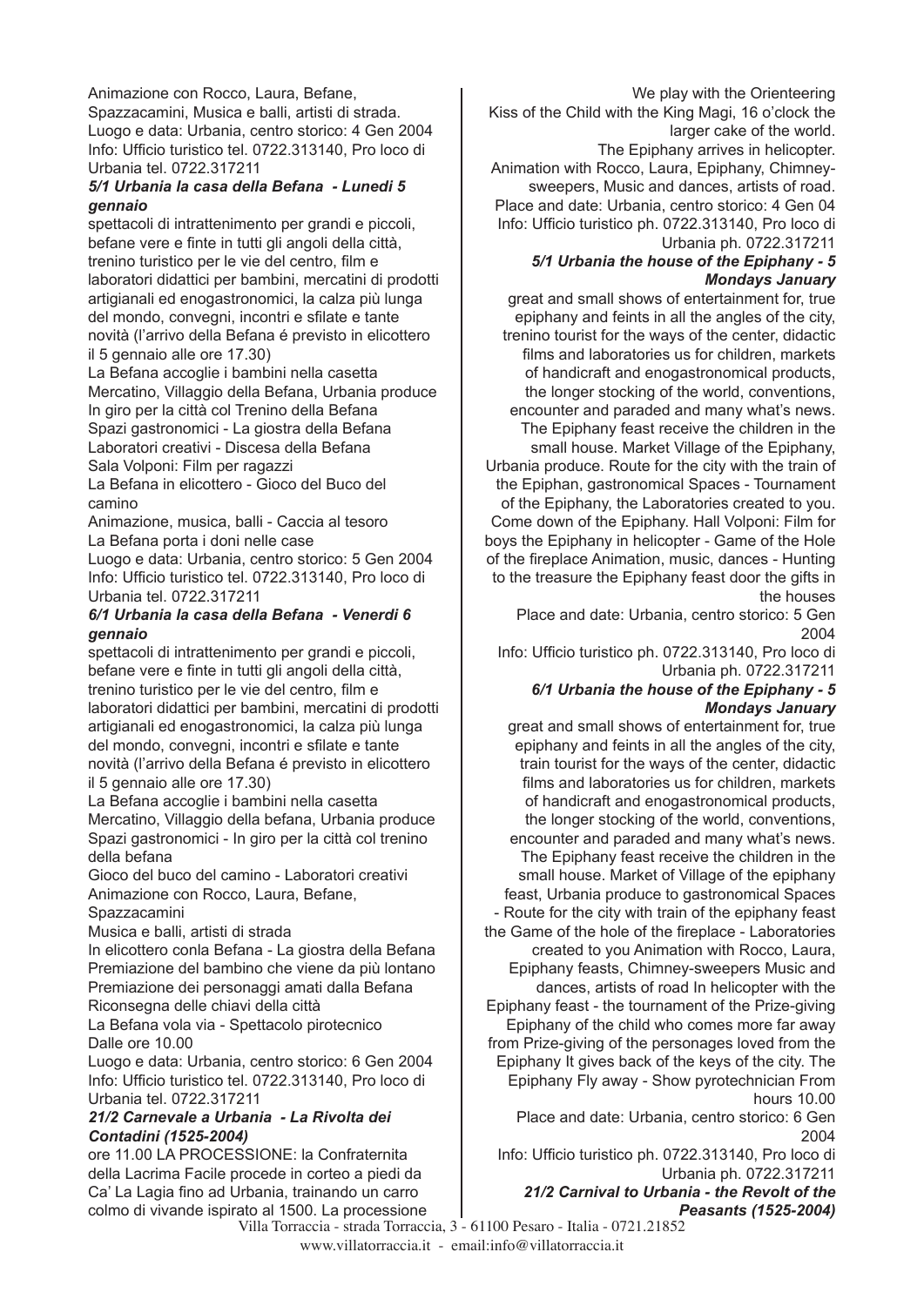Animazione con Rocco, Laura, Befane, Spazzacamini, Musica e balli, artisti di strada.
Luogo e data: Urbania, centro storico: 4 Gen 2004
Info: Ufficio turistico tel. 0722.313140, Pro loco di Urbania tel. 0722.317211

***5/1 Urbania la casa della Befana - Lunedì 5 gennaio***

spettacoli di intrattenimento per grandi e piccoli, befane vere e finte in tutti gli angoli della città, trenino turistico per le vie del centro, film e laboratori didattici per bambini, mercatini di prodotti artigianali ed enogastronomici, la calza più lunga del mondo, convegni, incontri e sfilate e tante novità (l'arrivo della Befana é previsto in elicottero il 5 gennaio alle ore 17.30)
La Befana accoglie i bambini nella casetta
Mercatino, Villaggio della Befana, Urbania produce
In giro per la città col Trenino della Befana
Spazi gastronomici - La giostra della Befana
Laboratori creativi - Discesa della Befana
Sala Volponi: Film per ragazzi
La Befana in elicottero - Gioco del Buco del camino
Animazione, musica, balli - Caccia al tesoro
La Befana porta i doni nelle case
Luogo e data: Urbania, centro storico: 5 Gen 2004
Info: Ufficio turistico tel. 0722.313140, Pro loco di Urbania tel. 0722.317211

***6/1 Urbania la casa della Befana - Venerdì 6 gennaio***

spettacoli di intrattenimento per grandi e piccoli, befane vere e finte in tutti gli angoli della città, trenino turistico per le vie del centro, film e laboratori didattici per bambini, mercatini di prodotti artigianali ed enogastronomici, la calza più lunga del mondo, convegni, incontri e sfilate e tante novità (l'arrivo della Befana é previsto in elicottero il 5 gennaio alle ore 17.30)
La Befana accoglie i bambini nella casetta
Mercatino, Villaggio della befana, Urbania produce
Spazi gastronomici - In giro per la città col trenino della befana
Gioco del buco del camino - Laboratori creativi
Animazione con Rocco, Laura, Befane, Spazzacamini
Musica e balli, artisti di strada
In elicottero conla Befana - La giostra della Befana
Premiazione del bambino che viene da più lontano
Premiazione dei personaggi amati dalla Befana
Riconsegna delle chiavi della città
La Befana vola via - Spettacolo pirotecnico
Dalle ore 10.00
Luogo e data: Urbania, centro storico: 6 Gen 2004
Info: Ufficio turistico tel. 0722.313140, Pro loco di Urbania tel. 0722.317211

***21/2 Carnevale a Urbania - La Rivolta dei Contadini (1525-2004)***

ore 11.00 LA PROCESSIONE: la Confraternita della Lacrima Facile procede in corteo a piedi da Ca' La Lagia fino ad Urbania, trainando un carro colmo di vivande ispirato al 1500. La processione

We play with the Orienteering
Kiss of the Child with the King Magi, 16 o'clock the larger cake of the world.
The Epiphany arrives in helicopter.
Animation with Rocco, Laura, Epiphany, Chimney-sweepers, Music and dances, artists of road.
Place and date: Urbania, centro storico: 4 Gen 04
Info: Ufficio turistico ph. 0722.313140, Pro loco di Urbania ph. 0722.317211

***5/1 Urbania the house of the Epiphany - 5 Mondays January***

great and small shows of entertainment for, true epiphany and feints in all the angles of the city, trenino tourist for the ways of the center, didactic films and laboratories us for children, markets of handicraft and enogastronomical products, the longer stocking of the world, conventions, encounter and paraded and many what's news. The Epiphany feast receive the children in the small house. Market Village of the Epiphany, Urbania produce. Route for the city with the train of the Epiphan, gastronomical Spaces - Tournament of the Epiphany, the Laboratories created to you. Come down of the Epiphany. Hall Volponi: Film for boys the Epiphany in helicopter - Game of the Hole of the fireplace Animation, music, dances - Hunting to the treasure the Epiphany feast door the gifts in the houses
Place and date: Urbania, centro storico: 5 Gen 2004
Info: Ufficio turistico ph. 0722.313140, Pro loco di Urbania ph. 0722.317211

***6/1 Urbania the house of the Epiphany - 5 Mondays January***

great and small shows of entertainment for, true epiphany and feints in all the angles of the city, train tourist for the ways of the center, didactic films and laboratories us for children, markets of handicraft and enogastronomical products, the longer stocking of the world, conventions, encounter and paraded and many what's news. The Epiphany feast receive the children in the small house. Market of Village of the epiphany feast, Urbania produce to gastronomical Spaces - Route for the city with train of the epiphany feast the Game of the hole of the fireplace - Laboratories created to you Animation with Rocco, Laura, Epiphany feasts, Chimney-sweepers Music and dances, artists of road In helicopter with the Epiphany feast - the tournament of the Prize-giving Epiphany of the child who comes more far away from Prize-giving of the personages loved from the Epiphany It gives back of the keys of the city. The Epiphany Fly away - Show pyrotechnician From hours 10.00
Place and date: Urbania, centro storico: 6 Gen 2004
Info: Ufficio turistico ph. 0722.313140, Pro loco di Urbania ph. 0722.317211

***21/2 Carnival to Urbania - the Revolt of the Peasants (1525-2004)***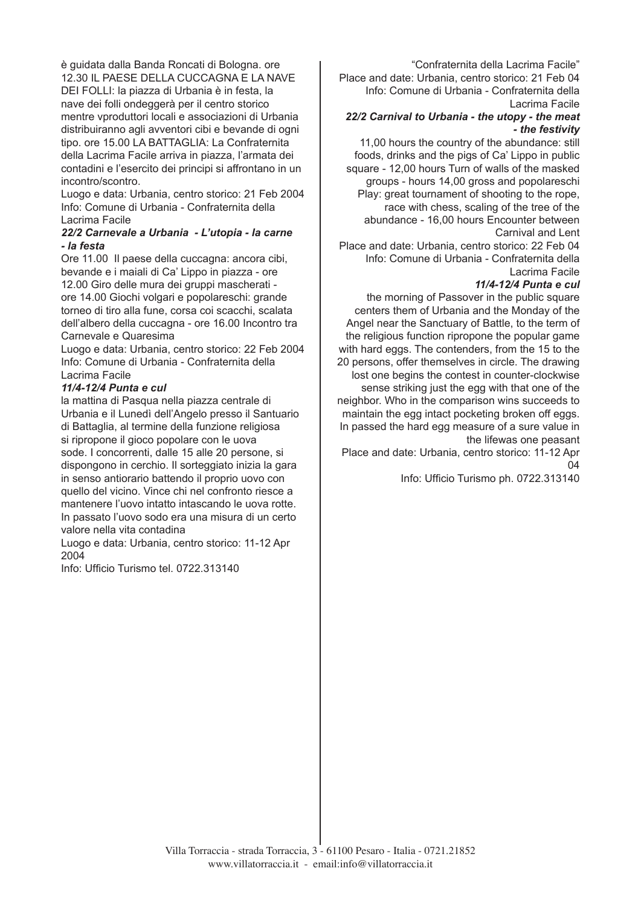è guidata dalla Banda Roncati di Bologna. ore 12.30 IL PAESE DELLA CUCCAGNA E LA NAVE DEI FOLLI: la piazza di Urbania è in festa, la nave dei folli ondeggerà per il centro storico mentre vproduttori locali e associazioni di Urbania distribuiranno agli avventori cibi e bevande di ogni tipo. ore 15.00 LA BATTAGLIA: La Confraternita della Lacrima Facile arriva in piazza, l'armata dei contadini e l'esercito dei principi si affrontano in un incontro/scontro.

Luogo e data: Urbania, centro storico: 21 Feb 2004
Info: Comune di Urbania - Confraternita della Lacrima Facile

***22/2 Carnevale a Urbania - L'utopia - la carne - la festa***

Ore 11.00 Il paese della cuccagna: ancora cibi, bevande e i maiali di Ca' Lippo in piazza - ore 12.00 Giro delle mura dei gruppi mascherati - ore 14.00 Giochi volgari e popolareschi: grande torneo di tiro alla fune, corsa coi scacchi, scalata dell'albero della cuccagna - ore 16.00 Incontro tra Carnevale e Quaresima

Luogo e data: Urbania, centro storico: 22 Feb 2004
Info: Comune di Urbania - Confraternita della Lacrima Facile

***11/4-12/4 Punta e cul***

la mattina di Pasqua nella piazza centrale di Urbania e il Lunedì dell'Angelo presso il Santuario di Battaglia, al termine della funzione religiosa si ripropone il gioco popolare con le uova sode. I concorrenti, dalle 15 alle 20 persone, si dispongono in cerchio. Il sorteggiato inizia la gara in senso antiorario battendo il proprio uovo con quello del vicino. Vince chi nel confronto riesce a mantenere l'uovo intatto intascando le uova rotte. In passato l'uovo sodo era una misura di un certo valore nella vita contadina

Luogo e data: Urbania, centro storico: 11-12 Apr 2004
Info: Ufficio Turismo tel. 0722.313140

"Confraternita della Lacrima Facile"
Place and date: Urbania, centro storico: 21 Feb 04
Info: Comune di Urbania - Confraternita della Lacrima Facile

***22/2 Carnival to Urbania - the utopy - the meat - the festivity***

11,00 hours the country of the abundance: still foods, drinks and the pigs of Ca' Lippo in public square - 12,00 hours Turn of walls of the masked groups - hours 14,00 gross and popolareschi Play: great tournament of shooting to the rope, race with chess, scaling of the tree of the abundance - 16,00 hours Encounter between Carnival and Lent

Place and date: Urbania, centro storico: 22 Feb 04
Info: Comune di Urbania - Confraternita della Lacrima Facile

***11/4-12/4 Punta e cul***

the morning of Passover in the public square centers them of Urbania and the Monday of the Angel near the Sanctuary of Battle, to the term of the religious function ripropone the popular game with hard eggs. The contenders, from the 15 to the 20 persons, offer themselves in circle. The drawing lost one begins the contest in counter-clockwise sense striking just the egg with that one of the neighbor. Who in the comparison wins succeeds to maintain the egg intact pocketing broken off eggs. In passed the hard egg measure of a sure value in the lifewas one peasant

Place and date: Urbania, centro storico: 11-12 Apr 04
Info: Ufficio Turismo ph. 0722.313140

Villa Torraccia - strada Torraccia, 3 - 61100 Pesaro - Italia - 0721.21852
www.villatorraccia.it - email:info@villatorraccia.it